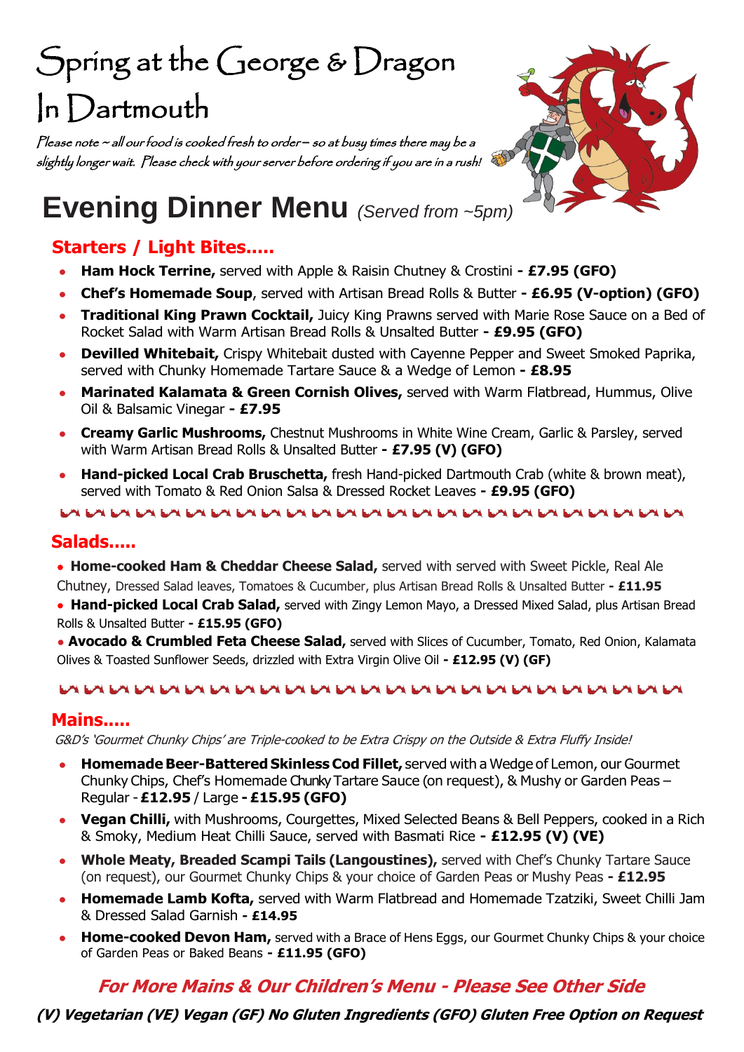# Spring at the George & Dragon In Dartmouth

*Please note ~ all our food is cooked fresh to order – so at busy times there may be a slightly longer wait. Please check with your server before ordering if you are in a rush!*

# Evening Dinner Menu *(Served from ~5pm)*

## Starters / Light Bites.....

- **Ham Hock Terrine,** served with Apple & Raisin Chutney & Crostini **- £7.95 (GFO)**
- **Chef's Homemade Soup**, served with Artisan Bread Rolls & Butter **- £6.95 (V-option) (GFO)**
- **Traditional King Prawn Cocktail,** Juicy King Prawns served with Marie Rose Sauce on a Bed of Rocket Salad with Warm Artisan Bread Rolls & Unsalted Butter **- £9.95 (GFO)**
- **Devilled Whitebait,** Crispy Whitebait dusted with Cayenne Pepper and Sweet Smoked Paprika, served with Chunky Homemade Tartare Sauce & a Wedge of Lemon **- £8.95**
- **Marinated Kalamata & Green Cornish Olives,** served with Warm Flatbread, Hummus, Olive Oil & Balsamic Vinegar **- £7.95**
- **Creamy Garlic Mushrooms,** Chestnut Mushrooms in White Wine Cream, Garlic & Parsley, served with Warm Artisan Bread Rolls & Unsalted Butter **- £7.95 (V) (GFO)**
- **Hand-picked Local Crab Bruschetta,** fresh Hand-picked Dartmouth Crab (white & brown meat), served with Tomato & Red Onion Salsa & Dressed Rocket Leaves **- £9.95 (GFO)**

## Salads.....

- **Home-cooked Ham & Cheddar Cheese Salad,** served with served with Sweet Pickle, Real Ale Chutney, Dressed Salad leaves, Tomatoes & Cucumber, plus Artisan Bread Rolls & Unsalted Butter **- £11.95**
- **Hand-picked Local Crab Salad,** served with Zingy Lemon Mayo, a Dressed Mixed Salad, plus Artisan Bread Rolls & Unsalted Butter **- £15.95 (GFO)**
- **Avocado & Crumbled Feta Cheese Salad,** served with Slices of Cucumber, Tomato, Red Onion, Kalamata Olives & Toasted Sunflower Seeds, drizzled with Extra Virgin Olive Oil **- £12.95 (V) (GF)**

## Mains.....

*G&D's 'Gourmet Chunky Chips' are Triple-cooked to be Extra Crispy on the Outside & Extra Fluffy Inside!*

- **Homemade Beer-Battered Skinless Cod Fillet,** served with a Wedge of Lemon, our Gourmet Chunky Chips, Chef's Homemade Chunky Tartare Sauce (on request), & Mushy or Garden Peas – Regular - **£12.95** / Large **- £15.95 (GFO)**
- **Vegan Chilli,** with Mushrooms, Courgettes, Mixed Selected Beans & Bell Peppers, cooked in a Rich & Smoky, Medium Heat Chilli Sauce, served with Basmati Rice **- £12.95 (V) (VE)**
- **Whole Meaty, Breaded Scampi Tails (Langoustines),** served with Chef's Chunky Tartare Sauce (on request), our Gourmet Chunky Chips & your choice of Garden Peas or Mushy Peas **- £12.95**
- **Homemade Lamb Kofta,** served with Warm Flatbread and Homemade Tzatziki, Sweet Chilli Jam & Dressed Salad Garnish **- £14.95**
- **Home-cooked Devon Ham,** served with a Brace of Hens Eggs, our Gourmet Chunky Chips & your choice of Garden Peas or Baked Beans **- £11.95 (GFO)**

***For More Mains & Our Children's Menu - Please See Other Side***

***(V) Vegetarian (VE) Vegan (GF) No Gluten Ingredients (GFO) Gluten Free Option on Request***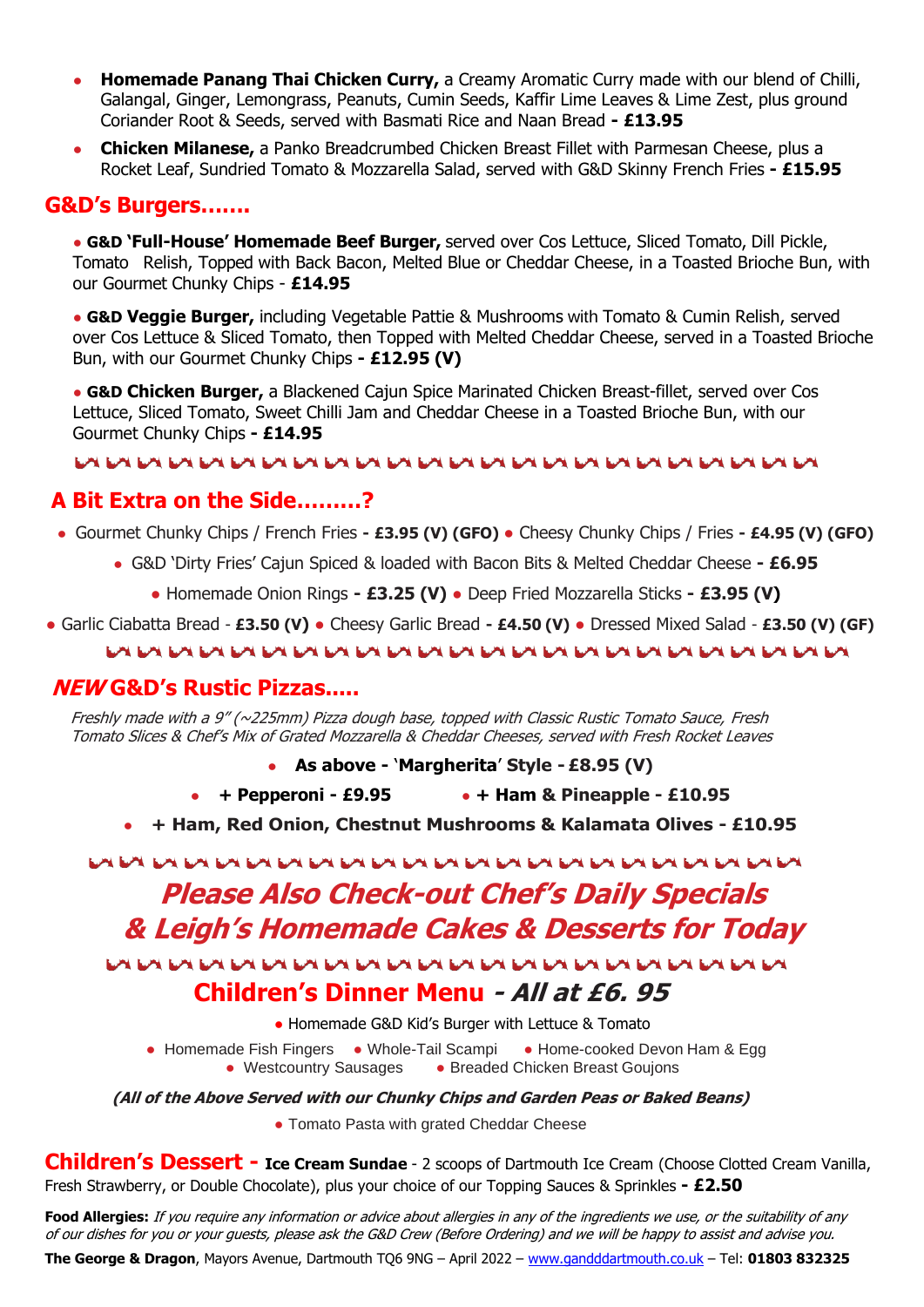- **Homemade Panang Thai Chicken Curry,** a Creamy Aromatic Curry made with our blend of Chilli, Galangal, Ginger, Lemongrass, Peanuts, Cumin Seeds, Kaffir Lime Leaves & Lime Zest, plus ground Coriander Root & Seeds, served with Basmati Rice and Naan Bread **- £13.95**
- **Chicken Milanese,** a Panko Breadcrumbed Chicken Breast Fillet with Parmesan Cheese, plus a Rocket Leaf, Sundried Tomato & Mozzarella Salad, served with G&D Skinny French Fries **- £15.95**

## G&D's Burgers…….

- **G&D 'Full-House' Homemade Beef Burger,** served over Cos Lettuce, Sliced Tomato, Dill Pickle, Tomato Relish, Topped with Back Bacon, Melted Blue or Cheddar Cheese, in a Toasted Brioche Bun, with our Gourmet Chunky Chips - **£14.95**
- **G&D Veggie Burger,** including Vegetable Pattie & Mushrooms with Tomato & Cumin Relish, served over Cos Lettuce & Sliced Tomato, then Topped with Melted Cheddar Cheese, served in a Toasted Brioche Bun, with our Gourmet Chunky Chips **- £12.95 (V)**
- **G&D Chicken Burger,** a Blackened Cajun Spice Marinated Chicken Breast-fillet, served over Cos Lettuce, Sliced Tomato, Sweet Chilli Jam and Cheddar Cheese in a Toasted Brioche Bun, with our Gourmet Chunky Chips **- £14.95**

## A Bit Extra on the Side………?

- Gourmet Chunky Chips / French Fries **- £3.95 (V) (GFO)** • Cheesy Chunky Chips / Fries **- £4.95 (V) (GFO)**
- G&D 'Dirty Fries' Cajun Spiced & loaded with Bacon Bits & Melted Cheddar Cheese **- £6.95**
- Homemade Onion Rings **- £3.25 (V)** • Deep Fried Mozzarella Sticks **- £3.95 (V)**
- Garlic Ciabatta Bread - **£3.50 (V)** • Cheesy Garlic Bread **- £4.50 (V)** • Dressed Mixed Salad - **£3.50 (V) (GF)**

## *NEW* G&D's Rustic Pizzas…..

*Freshly made with a 9" (~225mm) Pizza dough base, topped with Classic Rustic Tomato Sauce, Fresh Tomato Slices & Chef's Mix of Grated Mozzarella & Cheddar Cheeses, served with Fresh Rocket Leaves*

- **As above - 'Margherita' Style - £8.95 (V)**
- **+ Pepperoni - £9.95**
- **+ Ham & Pineapple - £10.95**
- **+ Ham, Red Onion, Chestnut Mushrooms & Kalamata Olives - £10.95**

## *Please Also Check-out Chef's Daily Specials & Leigh's Homemade Cakes & Desserts for Today*

## Children's Dinner Menu *- All at £6. 95*

- Homemade G&D Kid's Burger with Lettuce & Tomato
- Homemade Fish Fingers
- Whole-Tail Scampi
- Home-cooked Devon Ham & Egg
- Westcountry Sausages
- Breaded Chicken Breast Goujons

***(All of the Above Served with our Chunky Chips and Garden Peas or Baked Beans)***

- Tomato Pasta with grated Cheddar Cheese

**Children's Dessert - Ice Cream Sundae** - 2 scoops of Dartmouth Ice Cream (Choose Clotted Cream Vanilla, Fresh Strawberry, or Double Chocolate), plus your choice of our Topping Sauces & Sprinkles **- £2.50**

**Food Allergies:** *If you require any information or advice about allergies in any of the ingredients we use, or the suitability of any of our dishes for you or your guests, please ask the G&D Crew (Before Ordering) and we will be happy to assist and advise you.*

**The George & Dragon**, Mayors Avenue, Dartmouth TQ6 9NG – April 2022 – www.gandddartmouth.co.uk – Tel: **01803 832325**